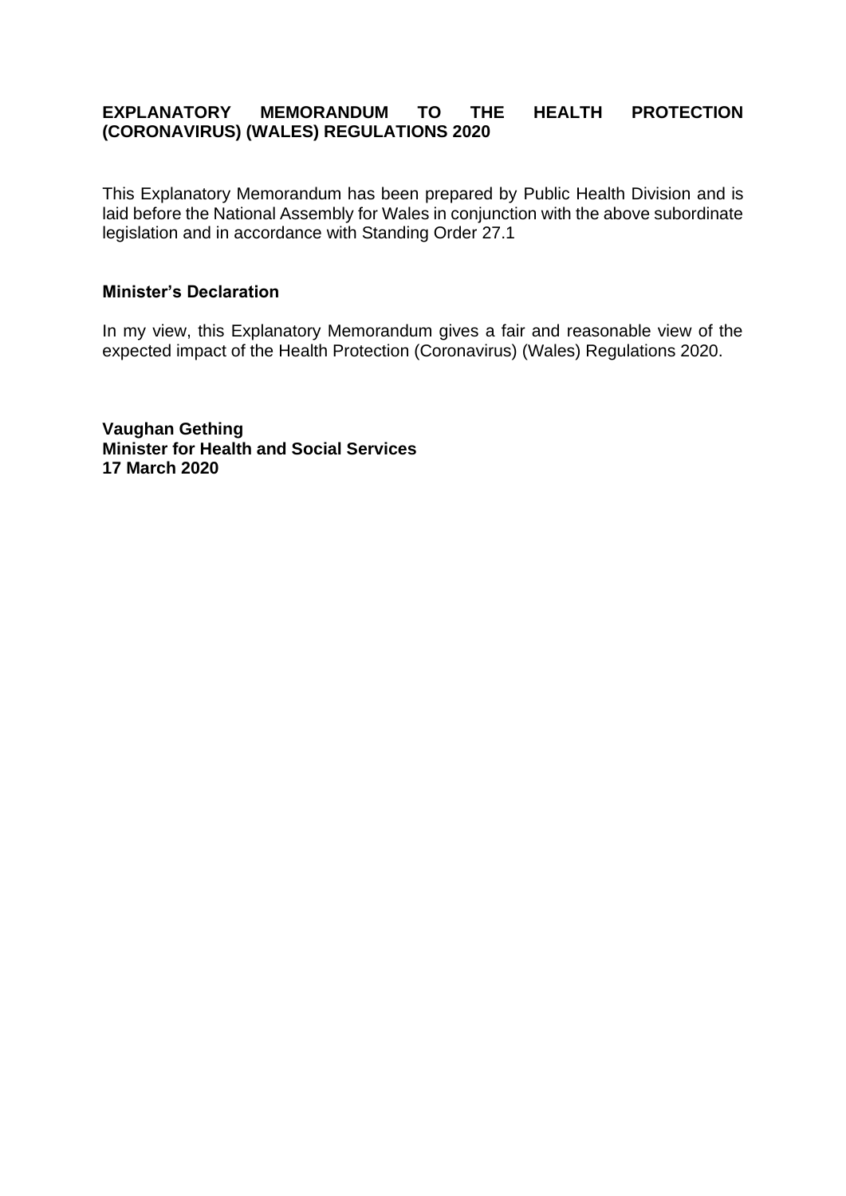# EXPLANATORY MEMORANDUM TO THE HEALTH PROTECTION (CORONAVIRUS) (WALES) REGULATIONS 2020

This Explanatory Memorandum has been prepared by Public Health Division and is laid before the National Assembly for Wales in conjunction with the above subordinate legislation and in accordance with Standing Order 27.1

## Minister's Declaration

In my view, this Explanatory Memorandum gives a fair and reasonable view of the expected impact of the Health Protection (Coronavirus) (Wales) Regulations 2020.

**Vaughan Gething**
**Minister for Health and Social Services**
**17 March 2020**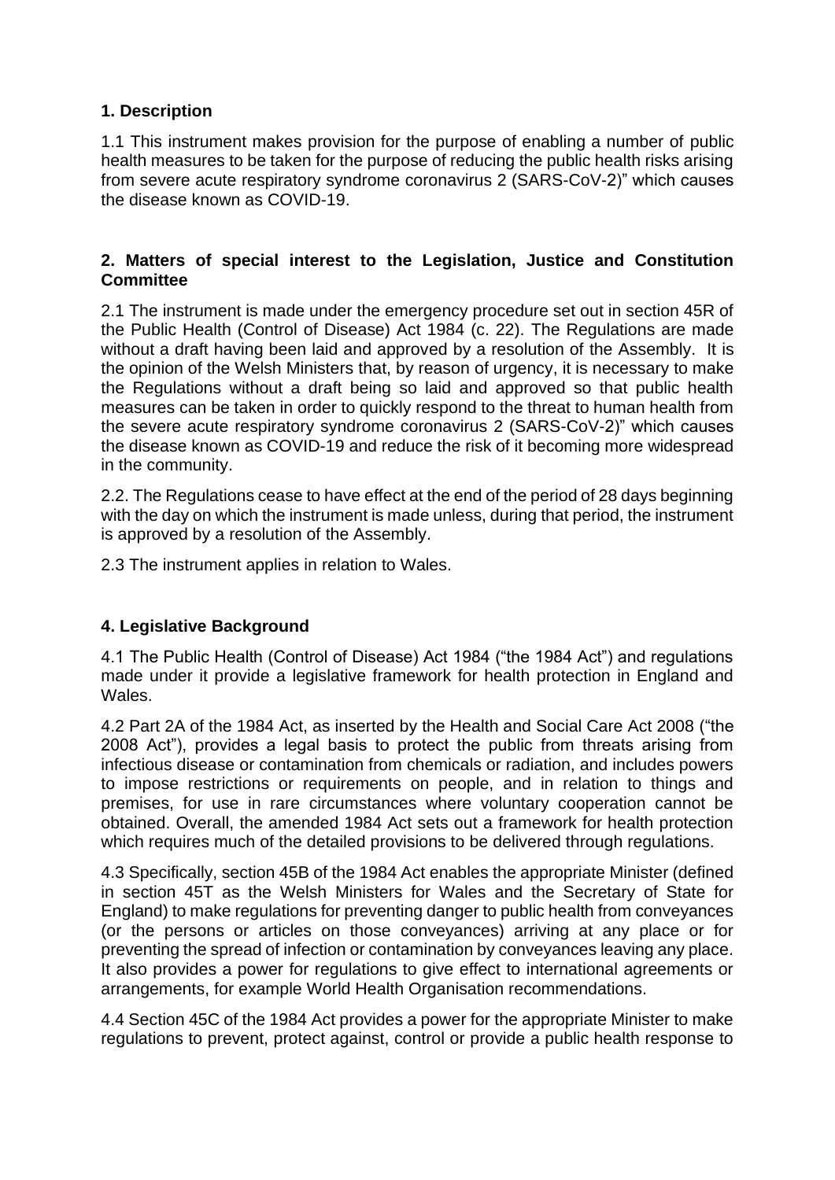## 1. Description

1.1 This instrument makes provision for the purpose of enabling a number of public health measures to be taken for the purpose of reducing the public health risks arising from severe acute respiratory syndrome coronavirus 2 (SARS-CoV-2)" which causes the disease known as COVID-19.

## 2. Matters of special interest to the Legislation, Justice and Constitution Committee

2.1 The instrument is made under the emergency procedure set out in section 45R of the Public Health (Control of Disease) Act 1984 (c. 22). The Regulations are made without a draft having been laid and approved by a resolution of the Assembly. It is the opinion of the Welsh Ministers that, by reason of urgency, it is necessary to make the Regulations without a draft being so laid and approved so that public health measures can be taken in order to quickly respond to the threat to human health from the severe acute respiratory syndrome coronavirus 2 (SARS-CoV-2)" which causes the disease known as COVID-19 and reduce the risk of it becoming more widespread in the community.

2.2. The Regulations cease to have effect at the end of the period of 28 days beginning with the day on which the instrument is made unless, during that period, the instrument is approved by a resolution of the Assembly.

2.3 The instrument applies in relation to Wales.

## 4. Legislative Background

4.1 The Public Health (Control of Disease) Act 1984 ("the 1984 Act") and regulations made under it provide a legislative framework for health protection in England and Wales.

4.2 Part 2A of the 1984 Act, as inserted by the Health and Social Care Act 2008 ("the 2008 Act"), provides a legal basis to protect the public from threats arising from infectious disease or contamination from chemicals or radiation, and includes powers to impose restrictions or requirements on people, and in relation to things and premises, for use in rare circumstances where voluntary cooperation cannot be obtained. Overall, the amended 1984 Act sets out a framework for health protection which requires much of the detailed provisions to be delivered through regulations.

4.3 Specifically, section 45B of the 1984 Act enables the appropriate Minister (defined in section 45T as the Welsh Ministers for Wales and the Secretary of State for England) to make regulations for preventing danger to public health from conveyances (or the persons or articles on those conveyances) arriving at any place or for preventing the spread of infection or contamination by conveyances leaving any place. It also provides a power for regulations to give effect to international agreements or arrangements, for example World Health Organisation recommendations.

4.4 Section 45C of the 1984 Act provides a power for the appropriate Minister to make regulations to prevent, protect against, control or provide a public health response to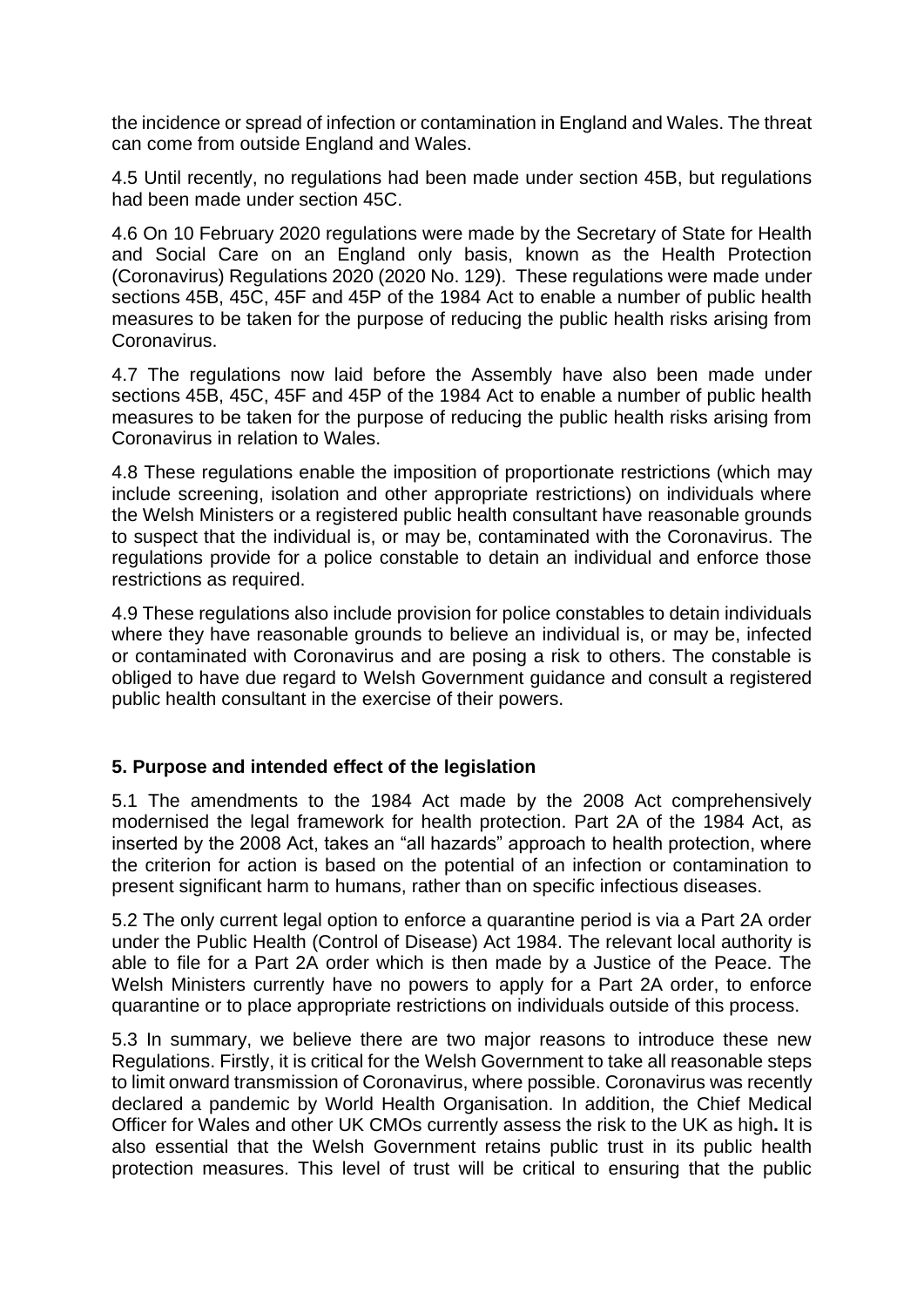the incidence or spread of infection or contamination in England and Wales. The threat can come from outside England and Wales.

4.5 Until recently, no regulations had been made under section 45B, but regulations had been made under section 45C.

4.6 On 10 February 2020 regulations were made by the Secretary of State for Health and Social Care on an England only basis, known as the Health Protection (Coronavirus) Regulations 2020 (2020 No. 129). These regulations were made under sections 45B, 45C, 45F and 45P of the 1984 Act to enable a number of public health measures to be taken for the purpose of reducing the public health risks arising from Coronavirus.

4.7 The regulations now laid before the Assembly have also been made under sections 45B, 45C, 45F and 45P of the 1984 Act to enable a number of public health measures to be taken for the purpose of reducing the public health risks arising from Coronavirus in relation to Wales.

4.8 These regulations enable the imposition of proportionate restrictions (which may include screening, isolation and other appropriate restrictions) on individuals where the Welsh Ministers or a registered public health consultant have reasonable grounds to suspect that the individual is, or may be, contaminated with the Coronavirus. The regulations provide for a police constable to detain an individual and enforce those restrictions as required.

4.9 These regulations also include provision for police constables to detain individuals where they have reasonable grounds to believe an individual is, or may be, infected or contaminated with Coronavirus and are posing a risk to others. The constable is obliged to have due regard to Welsh Government guidance and consult a registered public health consultant in the exercise of their powers.

## 5. Purpose and intended effect of the legislation

5.1 The amendments to the 1984 Act made by the 2008 Act comprehensively modernised the legal framework for health protection. Part 2A of the 1984 Act, as inserted by the 2008 Act, takes an "all hazards" approach to health protection, where the criterion for action is based on the potential of an infection or contamination to present significant harm to humans, rather than on specific infectious diseases.

5.2 The only current legal option to enforce a quarantine period is via a Part 2A order under the Public Health (Control of Disease) Act 1984. The relevant local authority is able to file for a Part 2A order which is then made by a Justice of the Peace. The Welsh Ministers currently have no powers to apply for a Part 2A order, to enforce quarantine or to place appropriate restrictions on individuals outside of this process.

5.3 In summary, we believe there are two major reasons to introduce these new Regulations. Firstly, it is critical for the Welsh Government to take all reasonable steps to limit onward transmission of Coronavirus, where possible. Coronavirus was recently declared a pandemic by World Health Organisation. In addition, the Chief Medical Officer for Wales and other UK CMOs currently assess the risk to the UK as high**.** It is also essential that the Welsh Government retains public trust in its public health protection measures. This level of trust will be critical to ensuring that the public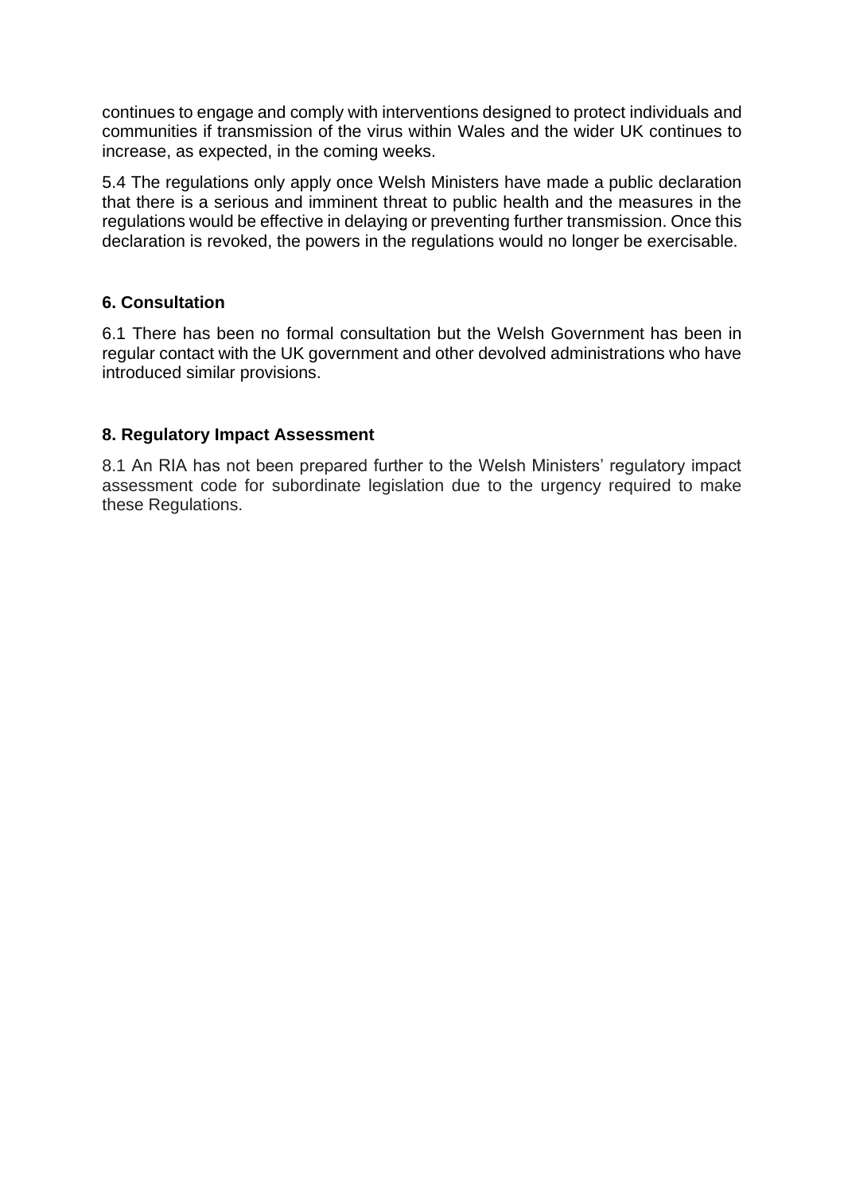continues to engage and comply with interventions designed to protect individuals and communities if transmission of the virus within Wales and the wider UK continues to increase, as expected, in the coming weeks.

5.4 The regulations only apply once Welsh Ministers have made a public declaration that there is a serious and imminent threat to public health and the measures in the regulations would be effective in delaying or preventing further transmission. Once this declaration is revoked, the powers in the regulations would no longer be exercisable.

## 6. Consultation

6.1 There has been no formal consultation but the Welsh Government has been in regular contact with the UK government and other devolved administrations who have introduced similar provisions.

## 8. Regulatory Impact Assessment

8.1 An RIA has not been prepared further to the Welsh Ministers' regulatory impact assessment code for subordinate legislation due to the urgency required to make these Regulations.